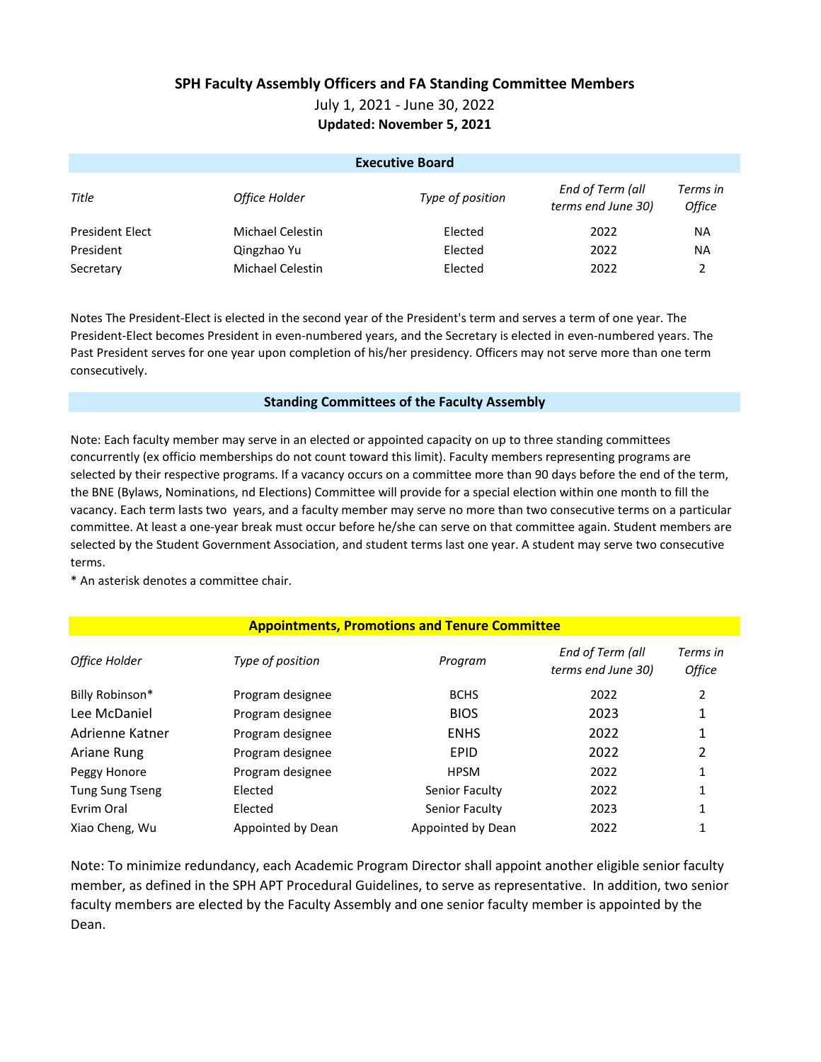# SPH Faculty Assembly Officers and FA Standing Committee Members

July 1, 2021 - June 30, 2022

**Updated: November 5, 2021**

## Executive Board

| *Title* | *Office Holder* | *Type of position* | *End of Term (all terms end June 30)* | *Terms in Office* |
|---|---|---|---|---|
| President Elect | Michael Celestin | Elected | 2022 | NA |
| President | Qingzhao Yu | Elected | 2022 | NA |
| Secretary | Michael Celestin | Elected | 2022 | 2 |

Notes The President-Elect is elected in the second year of the President's term and serves a term of one year. The President-Elect becomes President in even-numbered years, and the Secretary is elected in even-numbered years. The Past President serves for one year upon completion of his/her presidency. Officers may not serve more than one term consecutively.

## Standing Committees of the Faculty Assembly

Note: Each faculty member may serve in an elected or appointed capacity on up to three standing committees concurrently (ex officio memberships do not count toward this limit). Faculty members representing programs are selected by their respective programs. If a vacancy occurs on a committee more than 90 days before the end of the term, the BNE (Bylaws, Nominations, nd Elections) Committee will provide for a special election within one month to fill the vacancy. Each term lasts two years, and a faculty member may serve no more than two consecutive terms on a particular committee. At least a one-year break must occur before he/she can serve on that committee again. Student members are selected by the Student Government Association, and student terms last one year. A student may serve two consecutive terms.

* An asterisk denotes a committee chair.

### Appointments, Promotions and Tenure Committee

| *Office Holder* | *Type of position* | *Program* | *End of Term (all terms end June 30)* | *Terms in Office* |
|---|---|---|---|---|
| Billy Robinson* | Program designee | BCHS | 2022 | 2 |
| Lee McDaniel | Program designee | BIOS | 2023 | 1 |
| Adrienne Katner | Program designee | ENHS | 2022 | 1 |
| Ariane Rung | Program designee | EPID | 2022 | 2 |
| Peggy Honore | Program designee | HPSM | 2022 | 1 |
| Tung Sung Tseng | Elected | Senior Faculty | 2022 | 1 |
| Evrim Oral | Elected | Senior Faculty | 2023 | 1 |
| Xiao Cheng, Wu | Appointed by Dean | Appointed by Dean | 2022 | 1 |

Note: To minimize redundancy, each Academic Program Director shall appoint another eligible senior faculty member, as defined in the SPH APT Procedural Guidelines, to serve as representative. In addition, two senior faculty members are elected by the Faculty Assembly and one senior faculty member is appointed by the Dean.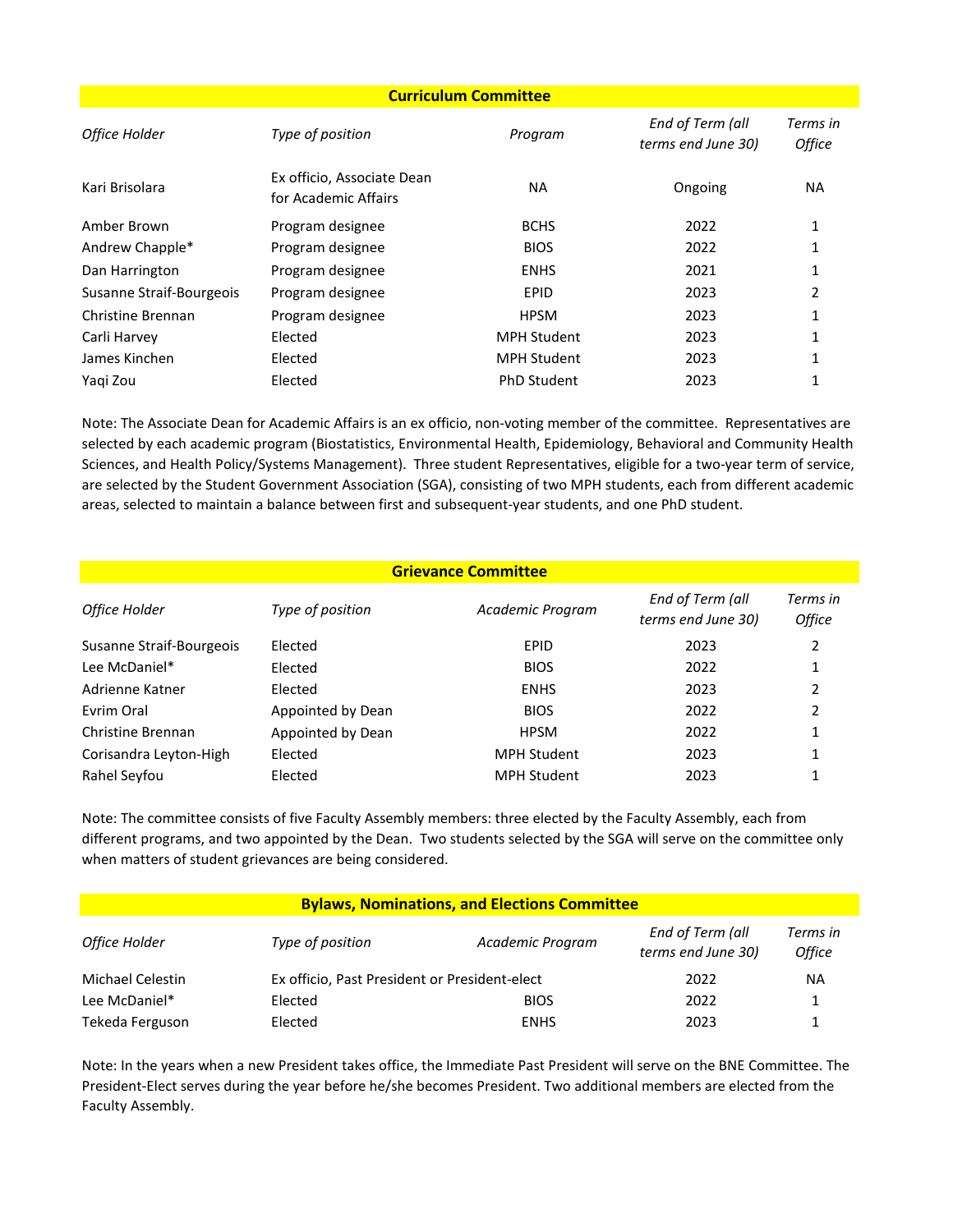## Curriculum Committee

| *Office Holder* | *Type of position* | *Program* | *End of Term (all terms end June 30)* | *Terms in Office* |
|---|---|---|---|---|
| Kari Brisolara | Ex officio, Associate Dean for Academic Affairs | NA | Ongoing | NA |
| Amber Brown | Program designee | BCHS | 2022 | 1 |
| Andrew Chapple* | Program designee | BIOS | 2022 | 1 |
| Dan Harrington | Program designee | ENHS | 2021 | 1 |
| Susanne Straif-Bourgeois | Program designee | EPID | 2023 | 2 |
| Christine Brennan | Program designee | HPSM | 2023 | 1 |
| Carli Harvey | Elected | MPH Student | 2023 | 1 |
| James Kinchen | Elected | MPH Student | 2023 | 1 |
| Yaqi Zou | Elected | PhD Student | 2023 | 1 |

Note: The Associate Dean for Academic Affairs is an ex officio, non-voting member of the committee. Representatives are selected by each academic program (Biostatistics, Environmental Health, Epidemiology, Behavioral and Community Health Sciences, and Health Policy/Systems Management). Three student Representatives, eligible for a two-year term of service, are selected by the Student Government Association (SGA), consisting of two MPH students, each from different academic areas, selected to maintain a balance between first and subsequent-year students, and one PhD student.

## Grievance Committee

| *Office Holder* | *Type of position* | *Academic Program* | *End of Term (all terms end June 30)* | *Terms in Office* |
|---|---|---|---|---|
| Susanne Straif-Bourgeois | Elected | EPID | 2023 | 2 |
| Lee McDaniel* | Elected | BIOS | 2022 | 1 |
| Adrienne Katner | Elected | ENHS | 2023 | 2 |
| Evrim Oral | Appointed by Dean | BIOS | 2022 | 2 |
| Christine Brennan | Appointed by Dean | HPSM | 2022 | 1 |
| Corisandra Leyton-High | Elected | MPH Student | 2023 | 1 |
| Rahel Seyfou | Elected | MPH Student | 2023 | 1 |

Note: The committee consists of five Faculty Assembly members: three elected by the Faculty Assembly, each from different programs, and two appointed by the Dean. Two students selected by the SGA will serve on the committee only when matters of student grievances are being considered.

## Bylaws, Nominations, and Elections Committee

| *Office Holder* | *Type of position* | *Academic Program* | *End of Term (all terms end June 30)* | *Terms in Office* |
|---|---|---|---|---|
| Michael Celestin | Ex officio, Past President or President-elect | | 2022 | NA |
| Lee McDaniel* | Elected | BIOS | 2022 | 1 |
| Tekeda Ferguson | Elected | ENHS | 2023 | 1 |

Note: In the years when a new President takes office, the Immediate Past President will serve on the BNE Committee. The President-Elect serves during the year before he/she becomes President. Two additional members are elected from the Faculty Assembly.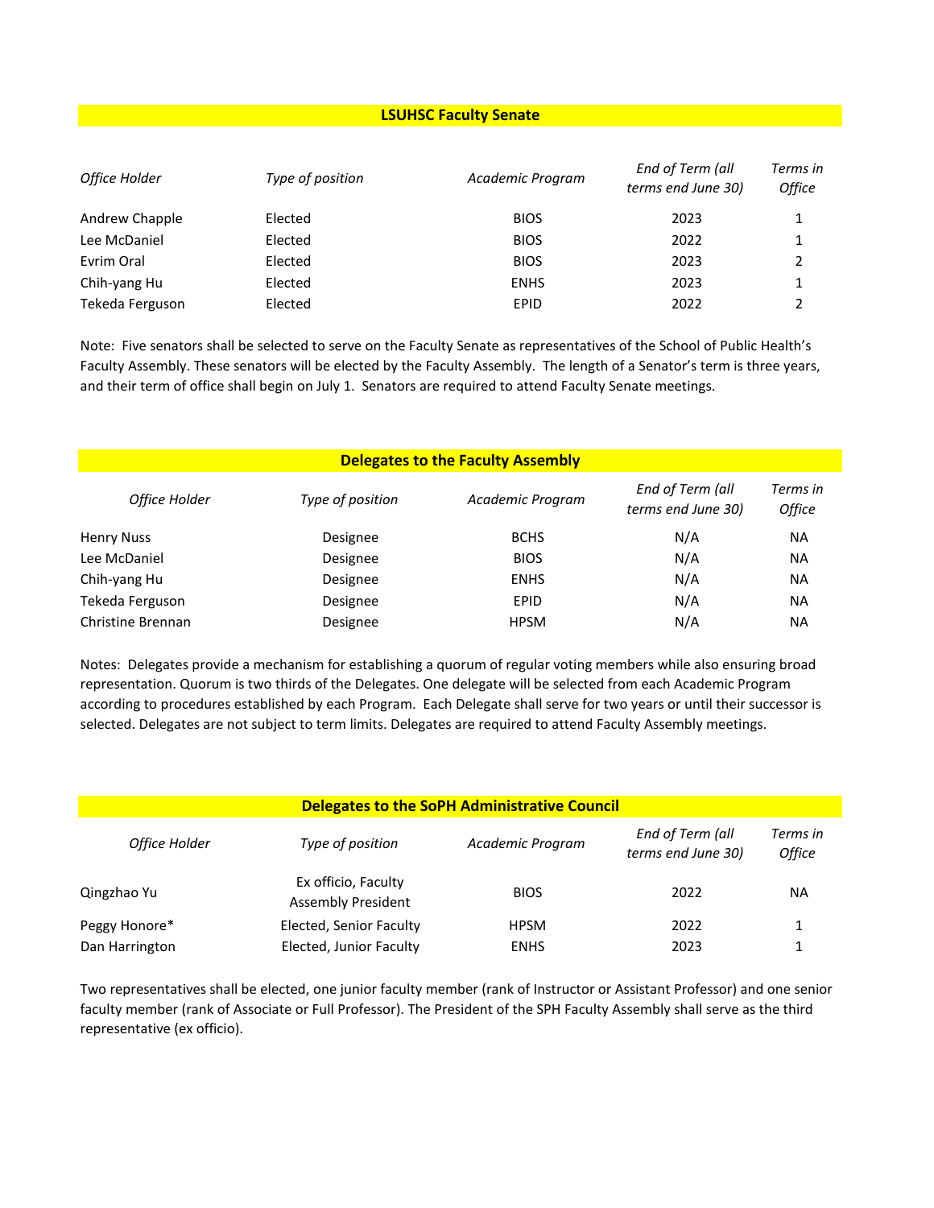## LSUHSC Faculty Senate

| *Office Holder* | *Type of position* | *Academic Program* | *End of Term (all terms end June 30)* | *Terms in Office* |
|---|---|---|---|---|
| Andrew Chapple | Elected | BIOS | 2023 | 1 |
| Lee McDaniel | Elected | BIOS | 2022 | 1 |
| Evrim Oral | Elected | BIOS | 2023 | 2 |
| Chih-yang Hu | Elected | ENHS | 2023 | 1 |
| Tekeda Ferguson | Elected | EPID | 2022 | 2 |

Note: Five senators shall be selected to serve on the Faculty Senate as representatives of the School of Public Health's Faculty Assembly. These senators will be elected by the Faculty Assembly. The length of a Senator's term is three years, and their term of office shall begin on July 1. Senators are required to attend Faculty Senate meetings.

## Delegates to the Faculty Assembly

| *Office Holder* | *Type of position* | *Academic Program* | *End of Term (all terms end June 30)* | *Terms in Office* |
|---|---|---|---|---|
| Henry Nuss | Designee | BCHS | N/A | NA |
| Lee McDaniel | Designee | BIOS | N/A | NA |
| Chih-yang Hu | Designee | ENHS | N/A | NA |
| Tekeda Ferguson | Designee | EPID | N/A | NA |
| Christine Brennan | Designee | HPSM | N/A | NA |

Notes: Delegates provide a mechanism for establishing a quorum of regular voting members while also ensuring broad representation. Quorum is two thirds of the Delegates. One delegate will be selected from each Academic Program according to procedures established by each Program. Each Delegate shall serve for two years or until their successor is selected. Delegates are not subject to term limits. Delegates are required to attend Faculty Assembly meetings.

## Delegates to the SoPH Administrative Council

| *Office Holder* | *Type of position* | *Academic Program* | *End of Term (all terms end June 30)* | *Terms in Office* |
|---|---|---|---|---|
| Qingzhao Yu | Ex officio, Faculty Assembly President | BIOS | 2022 | NA |
| Peggy Honore* | Elected, Senior Faculty | HPSM | 2022 | 1 |
| Dan Harrington | Elected, Junior Faculty | ENHS | 2023 | 1 |

Two representatives shall be elected, one junior faculty member (rank of Instructor or Assistant Professor) and one senior faculty member (rank of Associate or Full Professor). The President of the SPH Faculty Assembly shall serve as the third representative (ex officio).